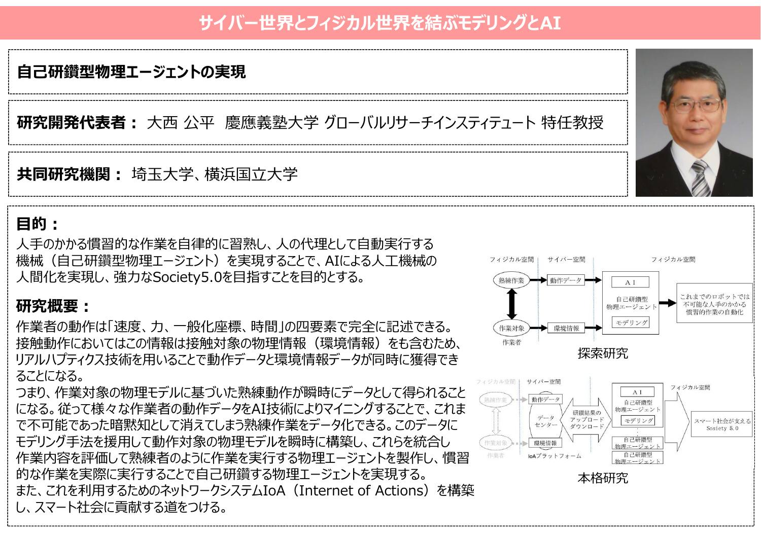# サイバー世界とフィジカル世界を結ぶモデリングとAI

## 自己研鑽型物理エージェントの実現

**研究開発代表者：** 大西 公平　慶應義塾大学 グローバルリサーチインスティテュート 特任教授

**共同研究機関：** 埼玉大学、横浜国立大学

## 目的：

人手のかかる慣習的な作業を自律的に習熟し、人の代理として自動実行する機械（自己研鑽型物理エージェント）を実現することで、AIによる人工機械の人間化を実現し、強力なSociety5.0を目指すことを目的とする。

## 研究概要：

作業者の動作は「速度、力、一般化座標、時間」の四要素で完全に記述できる。接触動作においてはこの情報は接触対象の物理情報（環境情報）をも含むため、リアルハプティクス技術を用いることで動作データと環境情報データが同時に獲得できることになる。

つまり、作業対象の物理モデルに基づいた熟練動作が瞬時にデータとして得られることになる。従って様々な作業者の動作データをAI技術によりマイニングすることで、これまで不可能であった暗黙知として消えてしまう熟練作業をデータ化できる。このデータにモデリング手法を援用して動作対象の物理モデルを瞬時に構築し、これらを統合し作業内容を評価して熟練者のように作業を実行する物理エージェントを製作し、慣習的な作業を実際に実行することで自己研鑽する物理エージェントを実現する。

また、これを利用するためのネットワークシステムIoA（Internet of Actions）を構築し、スマート社会に貢献する道をつける。

探索研究

本格研究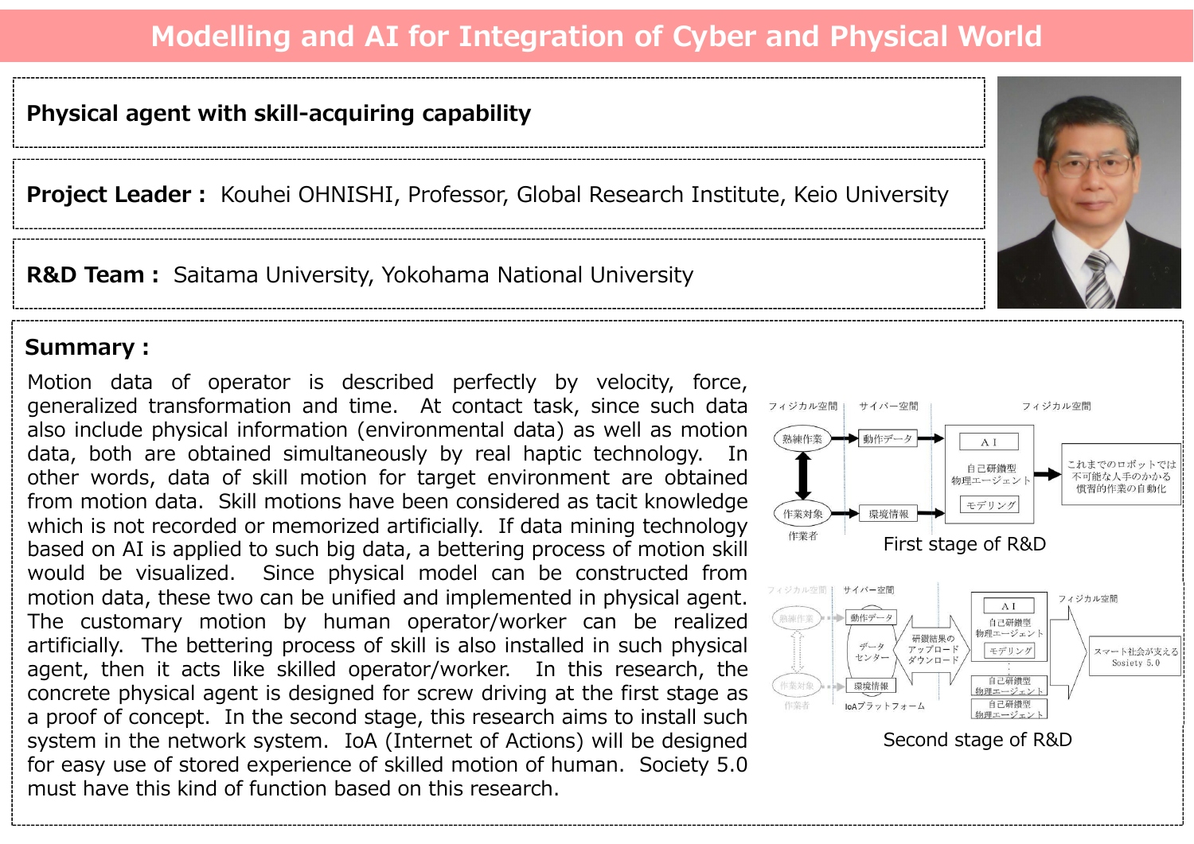# Modelling and AI for Integration of Cyber and Physical World

## Physical agent with skill-acquiring capability

**Project Leader :** Kouhei OHNISHI, Professor, Global Research Institute, Keio University

**R&D Team :** Saitama University, Yokohama National University

## Summary :

Motion data of operator is described perfectly by velocity, force, generalized transformation and time. At contact task, since such data also include physical information (environmental data) as well as motion data, both are obtained simultaneously by real haptic technology. In other words, data of skill motion for target environment are obtained from motion data. Skill motions have been considered as tacit knowledge which is not recorded or memorized artificially. If data mining technology based on AI is applied to such big data, a bettering process of motion skill would be visualized. Since physical model can be constructed from motion data, these two can be unified and implemented in physical agent. The customary motion by human operator/worker can be realized artificially. The bettering process of skill is also installed in such physical agent, then it acts like skilled operator/worker. In this research, the concrete physical agent is designed for screw driving at the first stage as a proof of concept. In the second stage, this research aims to install such system in the network system. IoA (Internet of Actions) will be designed for easy use of stored experience of skilled motion of human. Society 5.0 must have this kind of function based on this research.

フィジカル空間
サイバー空間
フィジカル空間
熟練作業
動作データ
作業対象
環境情報
作業者
AI
自己研鑽型
物理エージェント
モデリング
これまでのロボットでは
不可能な人手のかかる
慣習的作業の自動化

First stage of R&D

フィジカル空間
サイバー空間
フィジカル空間
熟練作業
動作データ
データ
センター
作業対象
環境情報
作業者
IoAプラットフォーム
研鑽結果の
アップロード
ダウンロード
AI
自己研鑽型
物理エージェント
モデリング
自己研鑽型
物理エージェント
自己研鑽型
物理エージェント
スマート社会が支える
Sosiety 5.0

Second stage of R&D